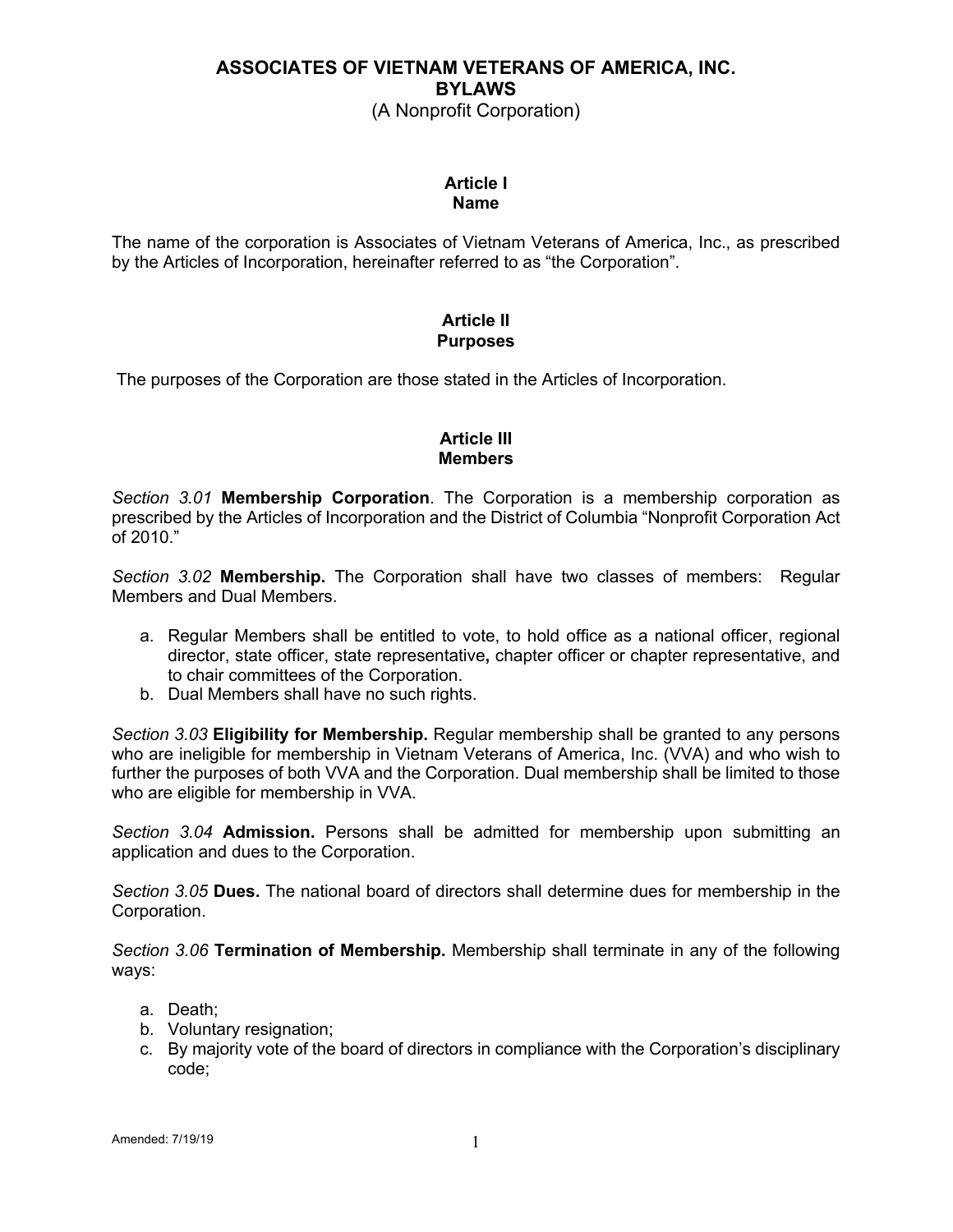# ASSOCIATES OF VIETNAM VETERANS OF AMERICA, INC.
# BYLAWS
(A Nonprofit Corporation)

## Article I
## Name

The name of the corporation is Associates of Vietnam Veterans of America, Inc., as prescribed by the Articles of Incorporation, hereinafter referred to as "the Corporation".

## Article II
## Purposes

The purposes of the Corporation are those stated in the Articles of Incorporation.

## Article III
## Members

*Section 3.01* **Membership Corporation**. The Corporation is a membership corporation as prescribed by the Articles of Incorporation and the District of Columbia "Nonprofit Corporation Act of 2010."

*Section 3.02* **Membership.** The Corporation shall have two classes of members: Regular Members and Dual Members.

a. Regular Members shall be entitled to vote, to hold office as a national officer, regional director, state officer, state representative**,** chapter officer or chapter representative, and to chair committees of the Corporation.
b. Dual Members shall have no such rights.

*Section 3.03* **Eligibility for Membership.** Regular membership shall be granted to any persons who are ineligible for membership in Vietnam Veterans of America, Inc. (VVA) and who wish to further the purposes of both VVA and the Corporation. Dual membership shall be limited to those who are eligible for membership in VVA.

*Section 3.04* **Admission.** Persons shall be admitted for membership upon submitting an application and dues to the Corporation.

*Section 3.05* **Dues.** The national board of directors shall determine dues for membership in the Corporation.

*Section 3.06* **Termination of Membership.** Membership shall terminate in any of the following ways:

a. Death;
b. Voluntary resignation;
c. By majority vote of the board of directors in compliance with the Corporation's disciplinary code;

Amended: 7/19/19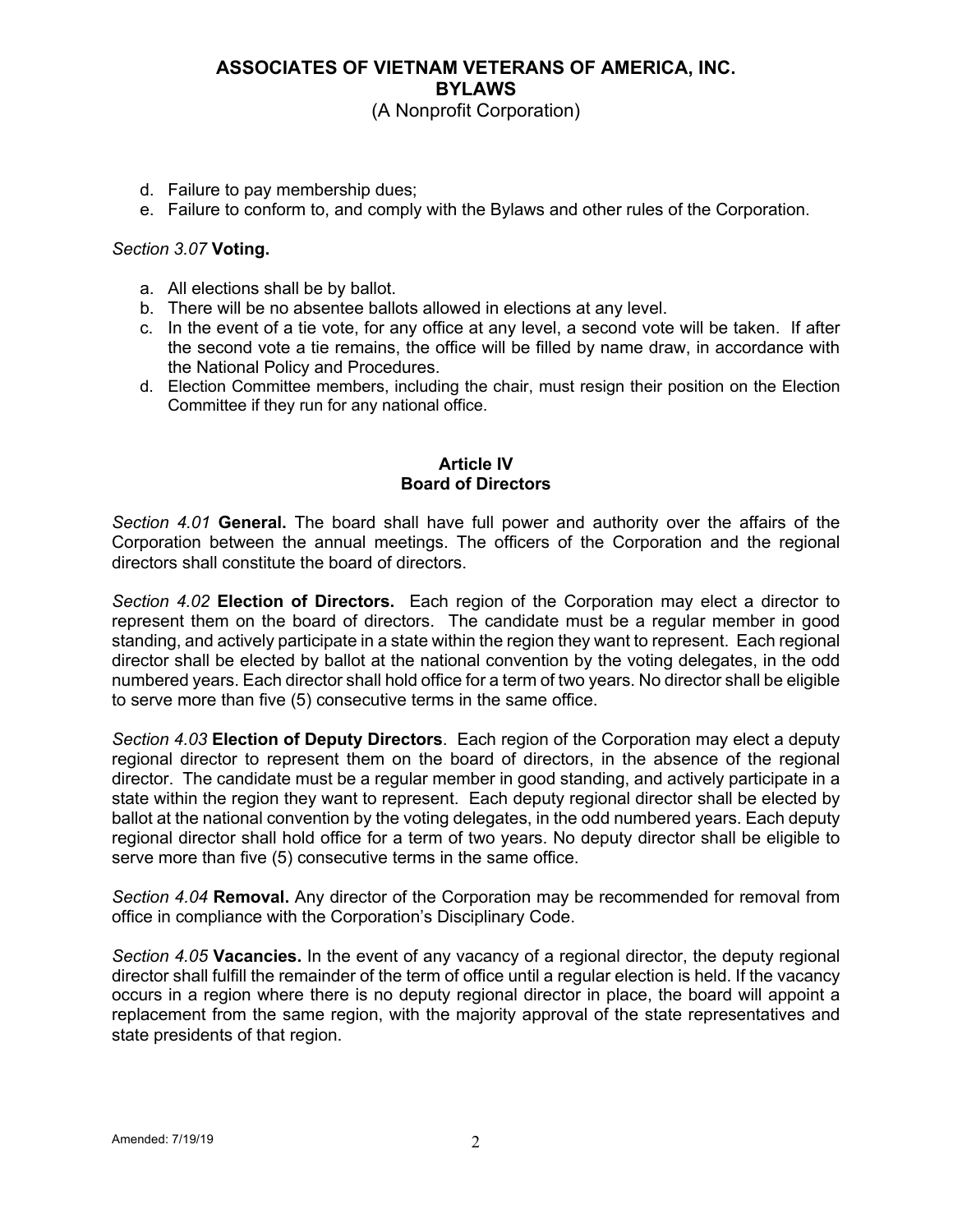d. Failure to pay membership dues;
e. Failure to conform to, and comply with the Bylaws and other rules of the Corporation.

*Section 3.07* **Voting.**

a. All elections shall be by ballot.
b. There will be no absentee ballots allowed in elections at any level.
c. In the event of a tie vote, for any office at any level, a second vote will be taken. If after the second vote a tie remains, the office will be filled by name draw, in accordance with the National Policy and Procedures.
d. Election Committee members, including the chair, must resign their position on the Election Committee if they run for any national office.

## Article IV
## Board of Directors

*Section 4.01* **General.** The board shall have full power and authority over the affairs of the Corporation between the annual meetings. The officers of the Corporation and the regional directors shall constitute the board of directors.

*Section 4.02* **Election of Directors.** Each region of the Corporation may elect a director to represent them on the board of directors. The candidate must be a regular member in good standing, and actively participate in a state within the region they want to represent. Each regional director shall be elected by ballot at the national convention by the voting delegates, in the odd numbered years. Each director shall hold office for a term of two years. No director shall be eligible to serve more than five (5) consecutive terms in the same office.

*Section 4.03* **Election of Deputy Directors**. Each region of the Corporation may elect a deputy regional director to represent them on the board of directors, in the absence of the regional director. The candidate must be a regular member in good standing, and actively participate in a state within the region they want to represent. Each deputy regional director shall be elected by ballot at the national convention by the voting delegates, in the odd numbered years. Each deputy regional director shall hold office for a term of two years. No deputy director shall be eligible to serve more than five (5) consecutive terms in the same office.

*Section 4.04* **Removal.** Any director of the Corporation may be recommended for removal from office in compliance with the Corporation's Disciplinary Code.

*Section 4.05* **Vacancies.** In the event of any vacancy of a regional director, the deputy regional director shall fulfill the remainder of the term of office until a regular election is held. If the vacancy occurs in a region where there is no deputy regional director in place, the board will appoint a replacement from the same region, with the majority approval of the state representatives and state presidents of that region.

Amended: 7/19/19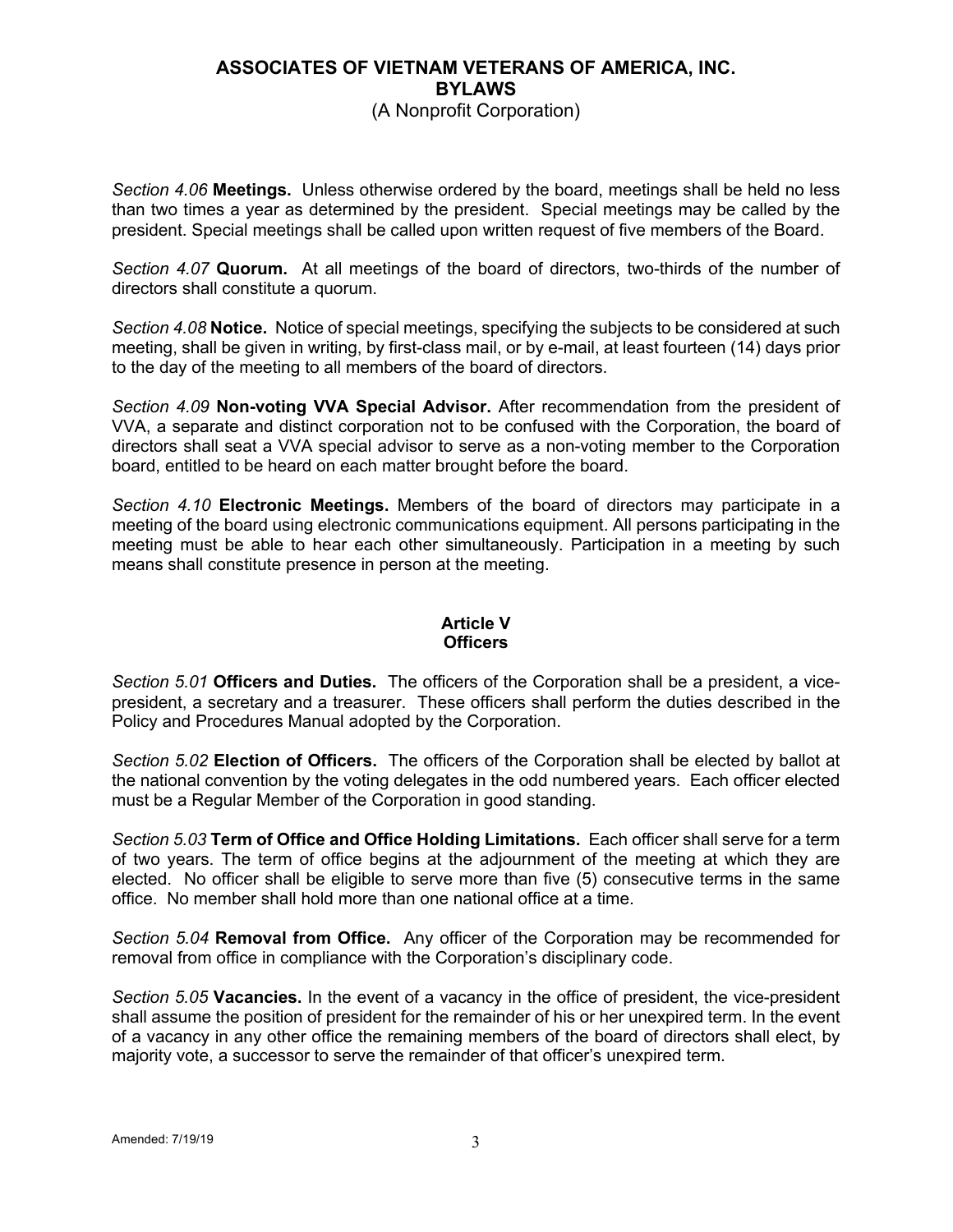*Section 4.06* **Meetings.** Unless otherwise ordered by the board, meetings shall be held no less than two times a year as determined by the president. Special meetings may be called by the president. Special meetings shall be called upon written request of five members of the Board.

*Section 4.07* **Quorum.** At all meetings of the board of directors, two-thirds of the number of directors shall constitute a quorum.

*Section 4.08* **Notice.** Notice of special meetings, specifying the subjects to be considered at such meeting, shall be given in writing, by first-class mail, or by e-mail, at least fourteen (14) days prior to the day of the meeting to all members of the board of directors.

*Section 4.09* **Non-voting VVA Special Advisor.** After recommendation from the president of VVA, a separate and distinct corporation not to be confused with the Corporation, the board of directors shall seat a VVA special advisor to serve as a non-voting member to the Corporation board, entitled to be heard on each matter brought before the board.

*Section 4.10* **Electronic Meetings.** Members of the board of directors may participate in a meeting of the board using electronic communications equipment. All persons participating in the meeting must be able to hear each other simultaneously. Participation in a meeting by such means shall constitute presence in person at the meeting.

## Article V
## Officers

*Section 5.01* **Officers and Duties.** The officers of the Corporation shall be a president, a vice-president, a secretary and a treasurer. These officers shall perform the duties described in the Policy and Procedures Manual adopted by the Corporation.

*Section 5.02* **Election of Officers.** The officers of the Corporation shall be elected by ballot at the national convention by the voting delegates in the odd numbered years. Each officer elected must be a Regular Member of the Corporation in good standing.

*Section 5.03* **Term of Office and Office Holding Limitations.** Each officer shall serve for a term of two years. The term of office begins at the adjournment of the meeting at which they are elected. No officer shall be eligible to serve more than five (5) consecutive terms in the same office. No member shall hold more than one national office at a time.

*Section 5.04* **Removal from Office.** Any officer of the Corporation may be recommended for removal from office in compliance with the Corporation's disciplinary code.

*Section 5.05* **Vacancies.** In the event of a vacancy in the office of president, the vice-president shall assume the position of president for the remainder of his or her unexpired term. In the event of a vacancy in any other office the remaining members of the board of directors shall elect, by majority vote, a successor to serve the remainder of that officer's unexpired term.

Amended: 7/19/19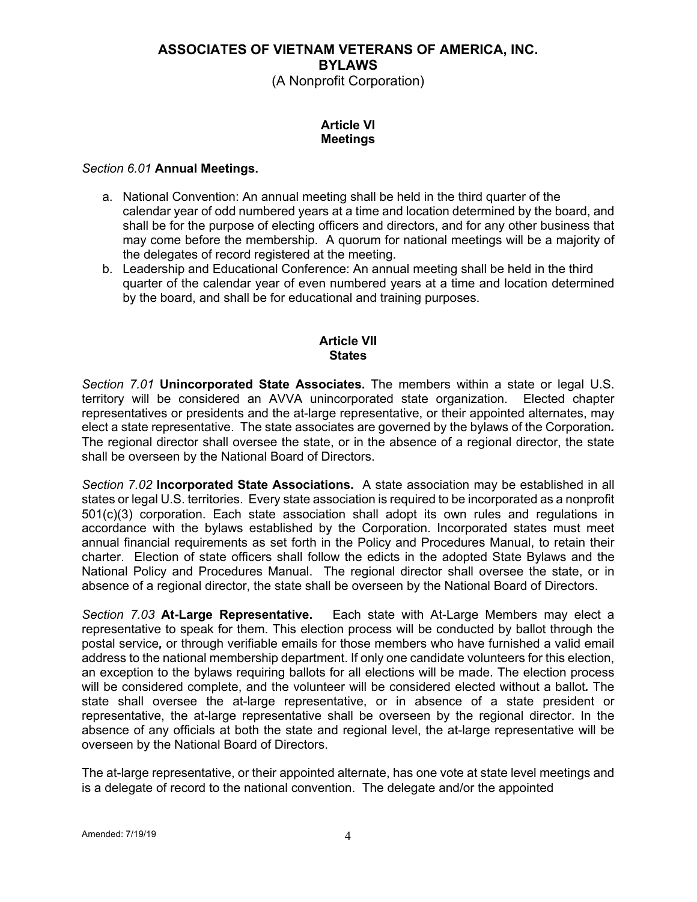# ASSOCIATES OF VIETNAM VETERANS OF AMERICA, INC.
## BYLAWS
(A Nonprofit Corporation)

### Article VI
### Meetings

*Section 6.01* **Annual Meetings.**

a. National Convention: An annual meeting shall be held in the third quarter of the calendar year of odd numbered years at a time and location determined by the board, and shall be for the purpose of electing officers and directors, and for any other business that may come before the membership. A quorum for national meetings will be a majority of the delegates of record registered at the meeting.
b. Leadership and Educational Conference: An annual meeting shall be held in the third quarter of the calendar year of even numbered years at a time and location determined by the board, and shall be for educational and training purposes.

### Article VII
### States

*Section 7.01* **Unincorporated State Associates.** The members within a state or legal U.S. territory will be considered an AVVA unincorporated state organization. Elected chapter representatives or presidents and the at-large representative, or their appointed alternates, may elect a state representative. The state associates are governed by the bylaws of the Corporation**.** The regional director shall oversee the state, or in the absence of a regional director, the state shall be overseen by the National Board of Directors.

*Section 7.02* **Incorporated State Associations.** A state association may be established in all states or legal U.S. territories. Every state association is required to be incorporated as a nonprofit 501(c)(3) corporation. Each state association shall adopt its own rules and regulations in accordance with the bylaws established by the Corporation. Incorporated states must meet annual financial requirements as set forth in the Policy and Procedures Manual, to retain their charter. Election of state officers shall follow the edicts in the adopted State Bylaws and the National Policy and Procedures Manual. The regional director shall oversee the state, or in absence of a regional director, the state shall be overseen by the National Board of Directors.

*Section 7.03* **At-Large Representative.** Each state with At-Large Members may elect a representative to speak for them. This election process will be conducted by ballot through the postal service*,* or through verifiable emails for those members who have furnished a valid email address to the national membership department. If only one candidate volunteers for this election, an exception to the bylaws requiring ballots for all elections will be made. The election process will be considered complete, and the volunteer will be considered elected without a ballot*.* The state shall oversee the at-large representative, or in absence of a state president or representative, the at-large representative shall be overseen by the regional director. In the absence of any officials at both the state and regional level, the at-large representative will be overseen by the National Board of Directors.

The at-large representative, or their appointed alternate, has one vote at state level meetings and is a delegate of record to the national convention. The delegate and/or the appointed

Amended: 7/19/19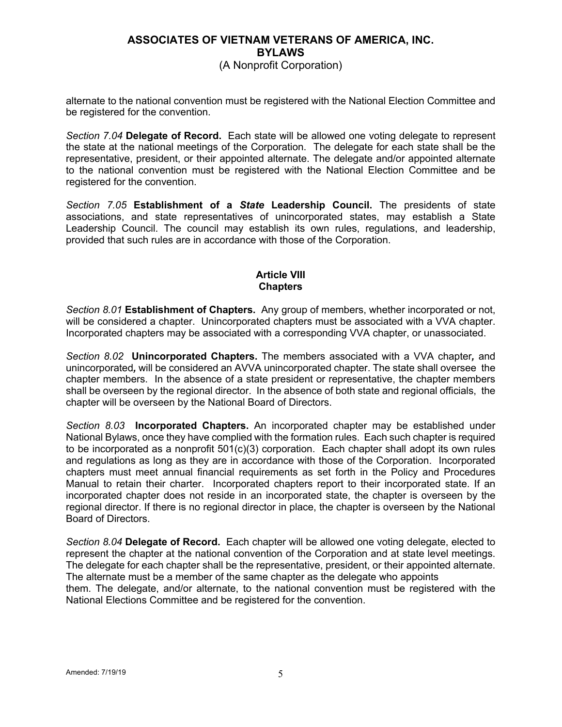alternate to the national convention must be registered with the National Election Committee and be registered for the convention.

*Section 7.04* **Delegate of Record.** Each state will be allowed one voting delegate to represent the state at the national meetings of the Corporation. The delegate for each state shall be the representative, president, or their appointed alternate. The delegate and/or appointed alternate to the national convention must be registered with the National Election Committee and be registered for the convention.

*Section 7.05* **Establishment of a *State* Leadership Council.** The presidents of state associations, and state representatives of unincorporated states, may establish a State Leadership Council. The council may establish its own rules, regulations, and leadership, provided that such rules are in accordance with those of the Corporation.

## Article VIII
## Chapters

*Section 8.01* **Establishment of Chapters.** Any group of members, whether incorporated or not, will be considered a chapter. Unincorporated chapters must be associated with a VVA chapter. Incorporated chapters may be associated with a corresponding VVA chapter, or unassociated.

*Section 8.02* **Unincorporated Chapters.** The members associated with a VVA chapter***,*** and unincorporated***,*** will be considered an AVVA unincorporated chapter. The state shall oversee the chapter members. In the absence of a state president or representative, the chapter members shall be overseen by the regional director. In the absence of both state and regional officials, the chapter will be overseen by the National Board of Directors.

*Section 8.03* **Incorporated Chapters.** An incorporated chapter may be established under National Bylaws, once they have complied with the formation rules. Each such chapter is required to be incorporated as a nonprofit 501(c)(3) corporation. Each chapter shall adopt its own rules and regulations as long as they are in accordance with those of the Corporation. Incorporated chapters must meet annual financial requirements as set forth in the Policy and Procedures Manual to retain their charter. Incorporated chapters report to their incorporated state. If an incorporated chapter does not reside in an incorporated state, the chapter is overseen by the regional director. If there is no regional director in place, the chapter is overseen by the National Board of Directors.

*Section 8.04* **Delegate of Record.** Each chapter will be allowed one voting delegate, elected to represent the chapter at the national convention of the Corporation and at state level meetings. The delegate for each chapter shall be the representative, president, or their appointed alternate. The alternate must be a member of the same chapter as the delegate who appoints them. The delegate, and/or alternate, to the national convention must be registered with the National Elections Committee and be registered for the convention.

Amended: 7/19/19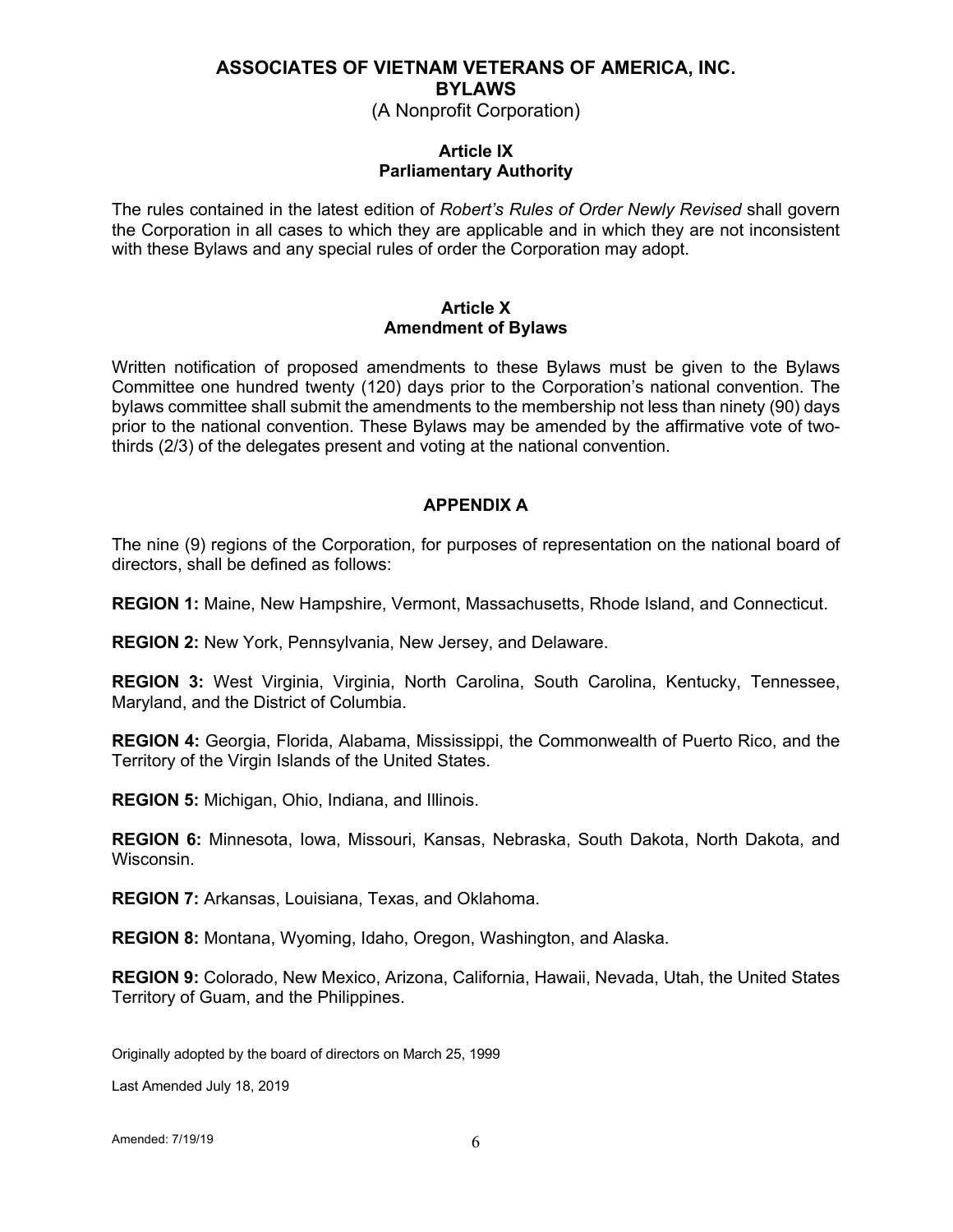# ASSOCIATES OF VIETNAM VETERANS OF AMERICA, INC.
# BYLAWS
(A Nonprofit Corporation)

## Article IX
## Parliamentary Authority

The rules contained in the latest edition of *Robert's Rules of Order Newly Revised* shall govern the Corporation in all cases to which they are applicable and in which they are not inconsistent with these Bylaws and any special rules of order the Corporation may adopt.

## Article X
## Amendment of Bylaws

Written notification of proposed amendments to these Bylaws must be given to the Bylaws Committee one hundred twenty (120) days prior to the Corporation's national convention. The bylaws committee shall submit the amendments to the membership not less than ninety (90) days prior to the national convention. These Bylaws may be amended by the affirmative vote of two-thirds (2/3) of the delegates present and voting at the national convention.

## APPENDIX A

The nine (9) regions of the Corporation, for purposes of representation on the national board of directors, shall be defined as follows:

**REGION 1:** Maine, New Hampshire, Vermont, Massachusetts, Rhode Island, and Connecticut.

**REGION 2:** New York, Pennsylvania, New Jersey, and Delaware.

**REGION 3:** West Virginia, Virginia, North Carolina, South Carolina, Kentucky, Tennessee, Maryland, and the District of Columbia.

**REGION 4:** Georgia, Florida, Alabama, Mississippi, the Commonwealth of Puerto Rico, and the Territory of the Virgin Islands of the United States.

**REGION 5:** Michigan, Ohio, Indiana, and Illinois.

**REGION 6:** Minnesota, Iowa, Missouri, Kansas, Nebraska, South Dakota, North Dakota, and Wisconsin.

**REGION 7:** Arkansas, Louisiana, Texas, and Oklahoma.

**REGION 8:** Montana, Wyoming, Idaho, Oregon, Washington, and Alaska.

**REGION 9:** Colorado, New Mexico, Arizona, California, Hawaii, Nevada, Utah, the United States Territory of Guam, and the Philippines.

Originally adopted by the board of directors on March 25, 1999

Last Amended July 18, 2019